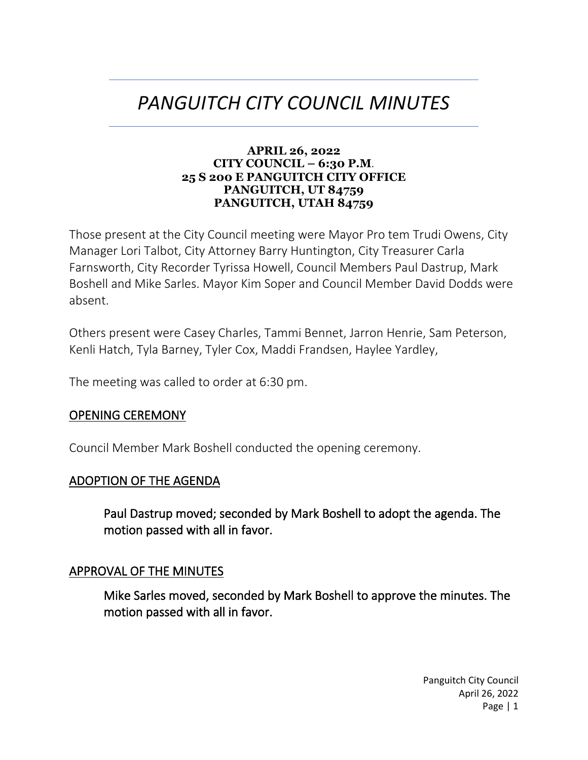# *PANGUITCH CITY COUNCIL MINUTES*

**APRIL 26, 2022**
**CITY COUNCIL – 6:30 P.M.**
**25 S 200 E PANGUITCH CITY OFFICE**
**PANGUITCH, UT 84759**
**PANGUITCH, UTAH 84759**

Those present at the City Council meeting were Mayor Pro tem Trudi Owens, City Manager Lori Talbot, City Attorney Barry Huntington, City Treasurer Carla Farnsworth, City Recorder Tyrissa Howell, Council Members Paul Dastrup, Mark Boshell and Mike Sarles. Mayor Kim Soper and Council Member David Dodds were absent.

Others present were Casey Charles, Tammi Bennet, Jarron Henrie, Sam Peterson, Kenli Hatch, Tyla Barney, Tyler Cox, Maddi Frandsen, Haylee Yardley,

The meeting was called to order at 6:30 pm.

## OPENING CEREMONY

Council Member Mark Boshell conducted the opening ceremony.

## ADOPTION OF THE AGENDA

> **Paul Dastrup moved; seconded by Mark Boshell to adopt the agenda. The motion passed with all in favor.**

## APPROVAL OF THE MINUTES

> **Mike Sarles moved, seconded by Mark Boshell to approve the minutes. The motion passed with all in favor.**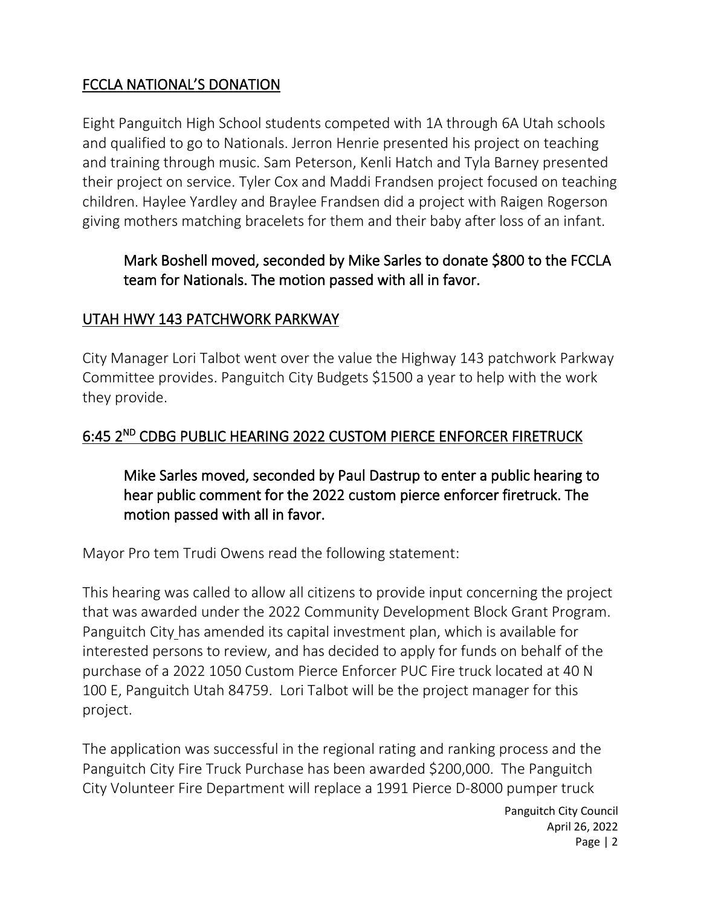## FCCLA NATIONAL'S DONATION

Eight Panguitch High School students competed with 1A through 6A Utah schools and qualified to go to Nationals. Jerron Henrie presented his project on teaching and training through music. Sam Peterson, Kenli Hatch and Tyla Barney presented their project on service. Tyler Cox and Maddi Frandsen project focused on teaching children. Haylee Yardley and Braylee Frandsen did a project with Raigen Rogerson giving mothers matching bracelets for them and their baby after loss of an infant.

> Mark Boshell moved, seconded by Mike Sarles to donate $800 to the FCCLA team for Nationals. The motion passed with all in favor.

## UTAH HWY 143 PATCHWORK PARKWAY

City Manager Lori Talbot went over the value the Highway 143 patchwork Parkway Committee provides. Panguitch City Budgets $1500 a year to help with the work they provide.

## 6:45 2ND CDBG PUBLIC HEARING 2022 CUSTOM PIERCE ENFORCER FIRETRUCK

> Mike Sarles moved, seconded by Paul Dastrup to enter a public hearing to hear public comment for the 2022 custom pierce enforcer firetruck. The motion passed with all in favor.

Mayor Pro tem Trudi Owens read the following statement:

This hearing was called to allow all citizens to provide input concerning the project that was awarded under the 2022 Community Development Block Grant Program. Panguitch City has amended its capital investment plan, which is available for interested persons to review, and has decided to apply for funds on behalf of the purchase of a 2022 1050 Custom Pierce Enforcer PUC Fire truck located at 40 N 100 E, Panguitch Utah 84759. Lori Talbot will be the project manager for this project.

The application was successful in the regional rating and ranking process and the Panguitch City Fire Truck Purchase has been awarded $200,000. The Panguitch City Volunteer Fire Department will replace a 1991 Pierce D-8000 pumper truck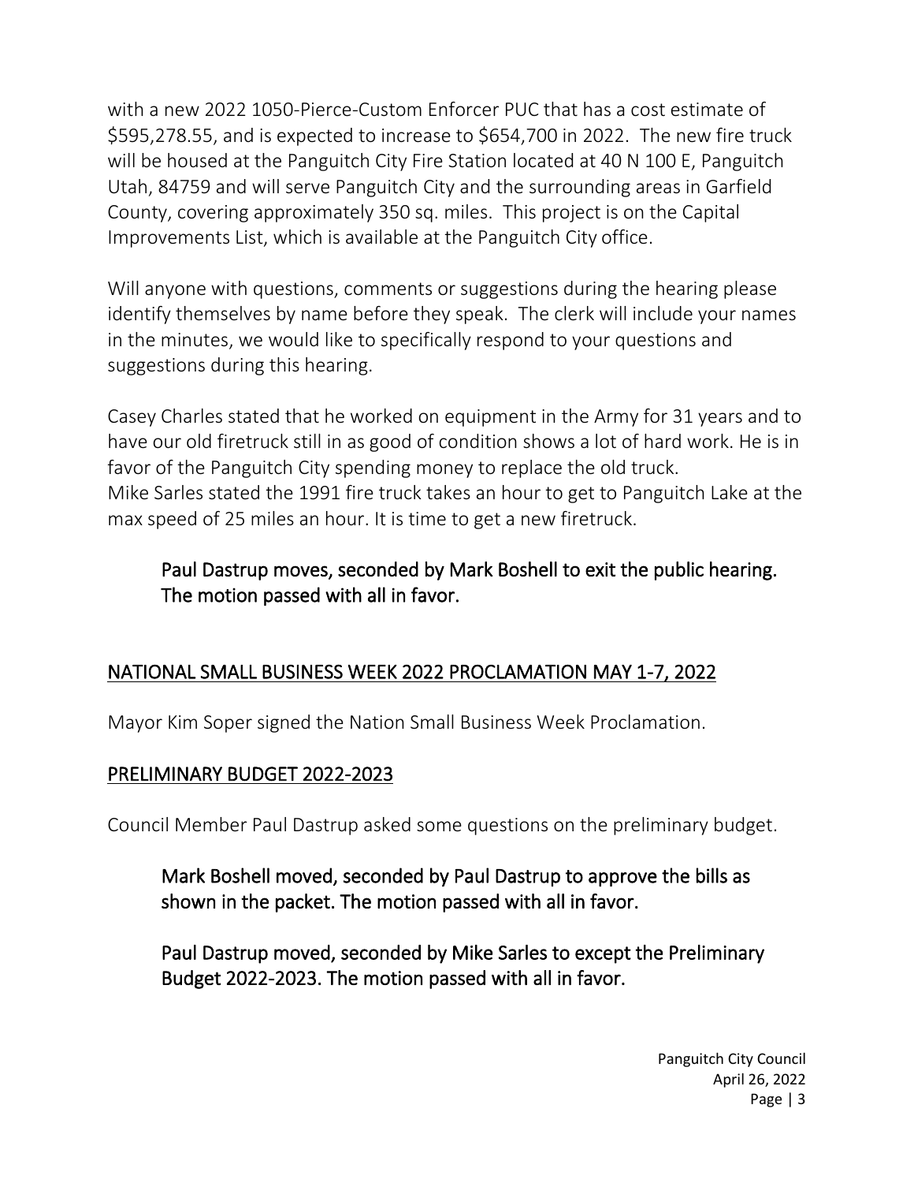with a new 2022 1050-Pierce-Custom Enforcer PUC that has a cost estimate of $595,278.55, and is expected to increase to $654,700 in 2022. The new fire truck will be housed at the Panguitch City Fire Station located at 40 N 100 E, Panguitch Utah, 84759 and will serve Panguitch City and the surrounding areas in Garfield County, covering approximately 350 sq. miles. This project is on the Capital Improvements List, which is available at the Panguitch City office.

Will anyone with questions, comments or suggestions during the hearing please identify themselves by name before they speak. The clerk will include your names in the minutes, we would like to specifically respond to your questions and suggestions during this hearing.

Casey Charles stated that he worked on equipment in the Army for 31 years and to have our old firetruck still in as good of condition shows a lot of hard work. He is in favor of the Panguitch City spending money to replace the old truck.
Mike Sarles stated the 1991 fire truck takes an hour to get to Panguitch Lake at the max speed of 25 miles an hour. It is time to get a new firetruck.

> Paul Dastrup moves, seconded by Mark Boshell to exit the public hearing. The motion passed with all in favor.

## NATIONAL SMALL BUSINESS WEEK 2022 PROCLAMATION MAY 1-7, 2022

Mayor Kim Soper signed the Nation Small Business Week Proclamation.

## PRELIMINARY BUDGET 2022-2023

Council Member Paul Dastrup asked some questions on the preliminary budget.

> Mark Boshell moved, seconded by Paul Dastrup to approve the bills as shown in the packet. The motion passed with all in favor.

> Paul Dastrup moved, seconded by Mike Sarles to except the Preliminary Budget 2022-2023. The motion passed with all in favor.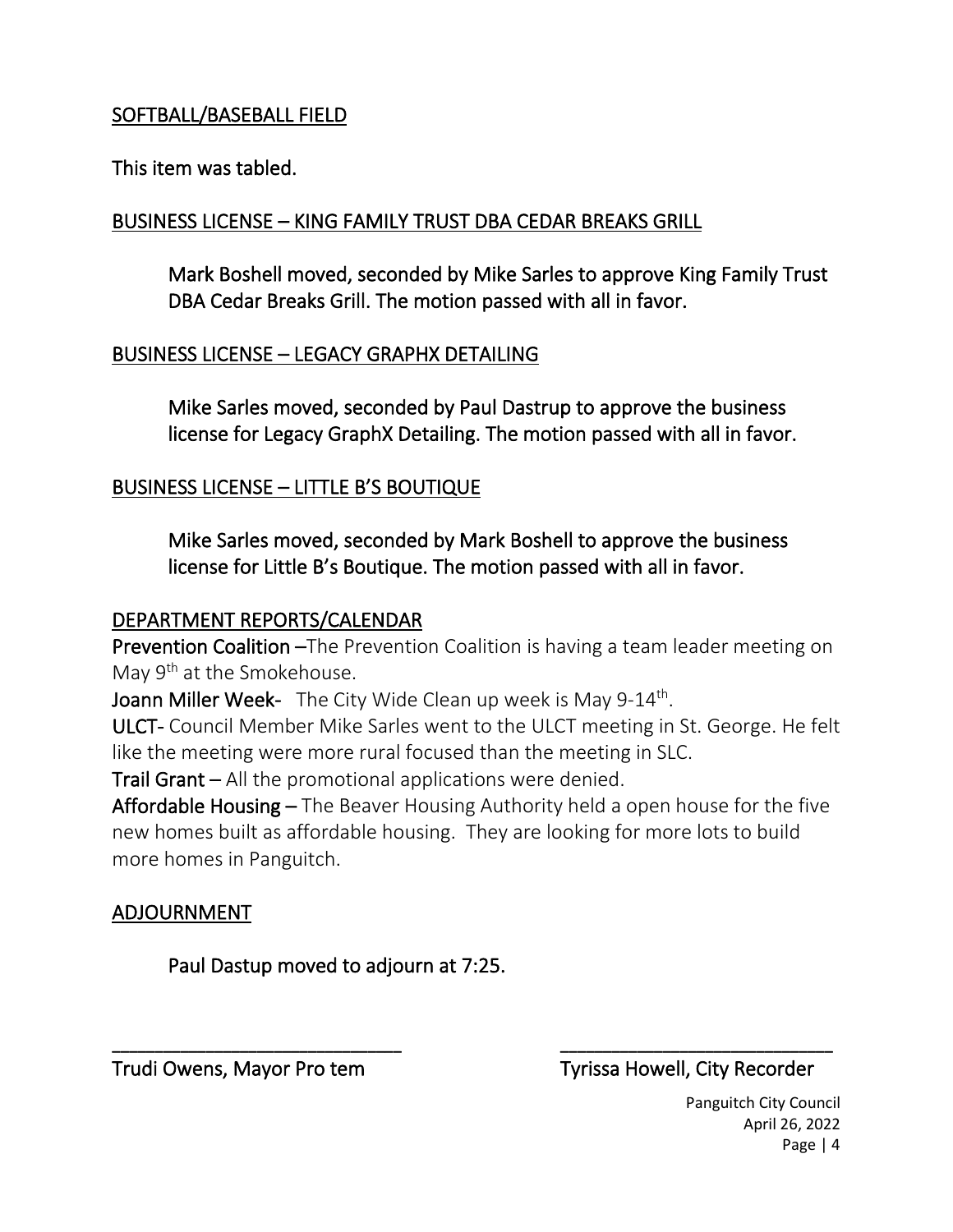SOFTBALL/BASEBALL FIELD

This item was tabled.

BUSINESS LICENSE – KING FAMILY TRUST DBA CEDAR BREAKS GRILL

Mark Boshell moved, seconded by Mike Sarles to approve King Family Trust DBA Cedar Breaks Grill. The motion passed with all in favor.

BUSINESS LICENSE – LEGACY GRAPHX DETAILING

Mike Sarles moved, seconded by Paul Dastrup to approve the business license for Legacy GraphX Detailing. The motion passed with all in favor.

BUSINESS LICENSE – LITTLE B'S BOUTIQUE

Mike Sarles moved, seconded by Mark Boshell to approve the business license for Little B's Boutique. The motion passed with all in favor.

DEPARTMENT REPORTS/CALENDAR

**Prevention Coalition** –The Prevention Coalition is having a team leader meeting on May 9th at the Smokehouse.

**Joann Miller Week-** The City Wide Clean up week is May 9-14th.

**ULCT-** Council Member Mike Sarles went to the ULCT meeting in St. George. He felt like the meeting were more rural focused than the meeting in SLC.

**Trail Grant** – All the promotional applications were denied.

**Affordable Housing** – The Beaver Housing Authority held a open house for the five new homes built as affordable housing. They are looking for more lots to build more homes in Panguitch.

ADJOURNMENT

Paul Dastup moved to adjourn at 7:25.

_____________________________ _____________________________

Trudi Owens, Mayor Pro tem Tyrissa Howell, City Recorder

Panguitch City Council
April 26, 2022